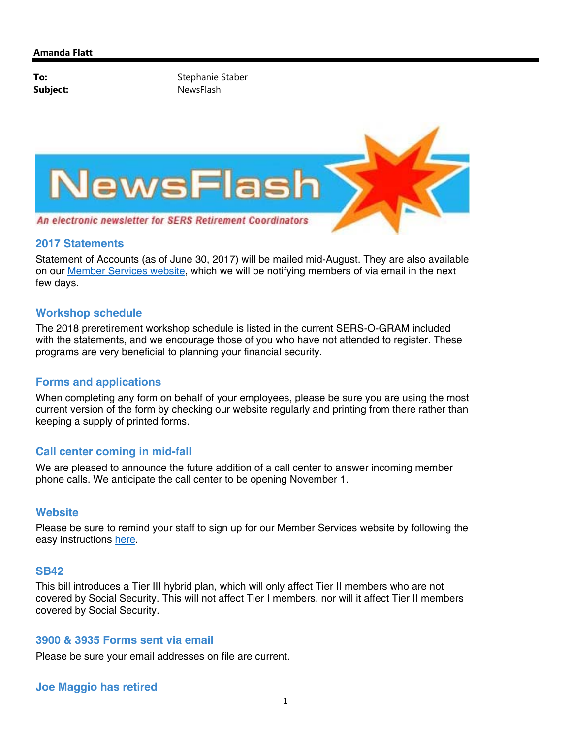**Amanda Flatt**

**To:** Stephanie Staber
**Subject:** NewsFlash

# NewsFlash

*An electronic newsletter for SERS Retirement Coordinators*

## 2017 Statements

Statement of Accounts (as of June 30, 2017) will be mailed mid-August. They are also available on our Member Services website, which we will be notifying members of via email in the next few days.

## Workshop schedule

The 2018 preretirement workshop schedule is listed in the current SERS-O-GRAM included with the statements, and we encourage those of you who have not attended to register. These programs are very beneficial to planning your financial security.

## Forms and applications

When completing any form on behalf of your employees, please be sure you are using the most current version of the form by checking our website regularly and printing from there rather than keeping a supply of printed forms.

## Call center coming in mid-fall

We are pleased to announce the future addition of a call center to answer incoming member phone calls. We anticipate the call center to be opening November 1.

## Website

Please be sure to remind your staff to sign up for our Member Services website by following the easy instructions here.

## SB42

This bill introduces a Tier III hybrid plan, which will only affect Tier II members who are not covered by Social Security. This will not affect Tier I members, nor will it affect Tier II members covered by Social Security.

## 3900 & 3935 Forms sent via email

Please be sure your email addresses on file are current.

## Joe Maggio has retired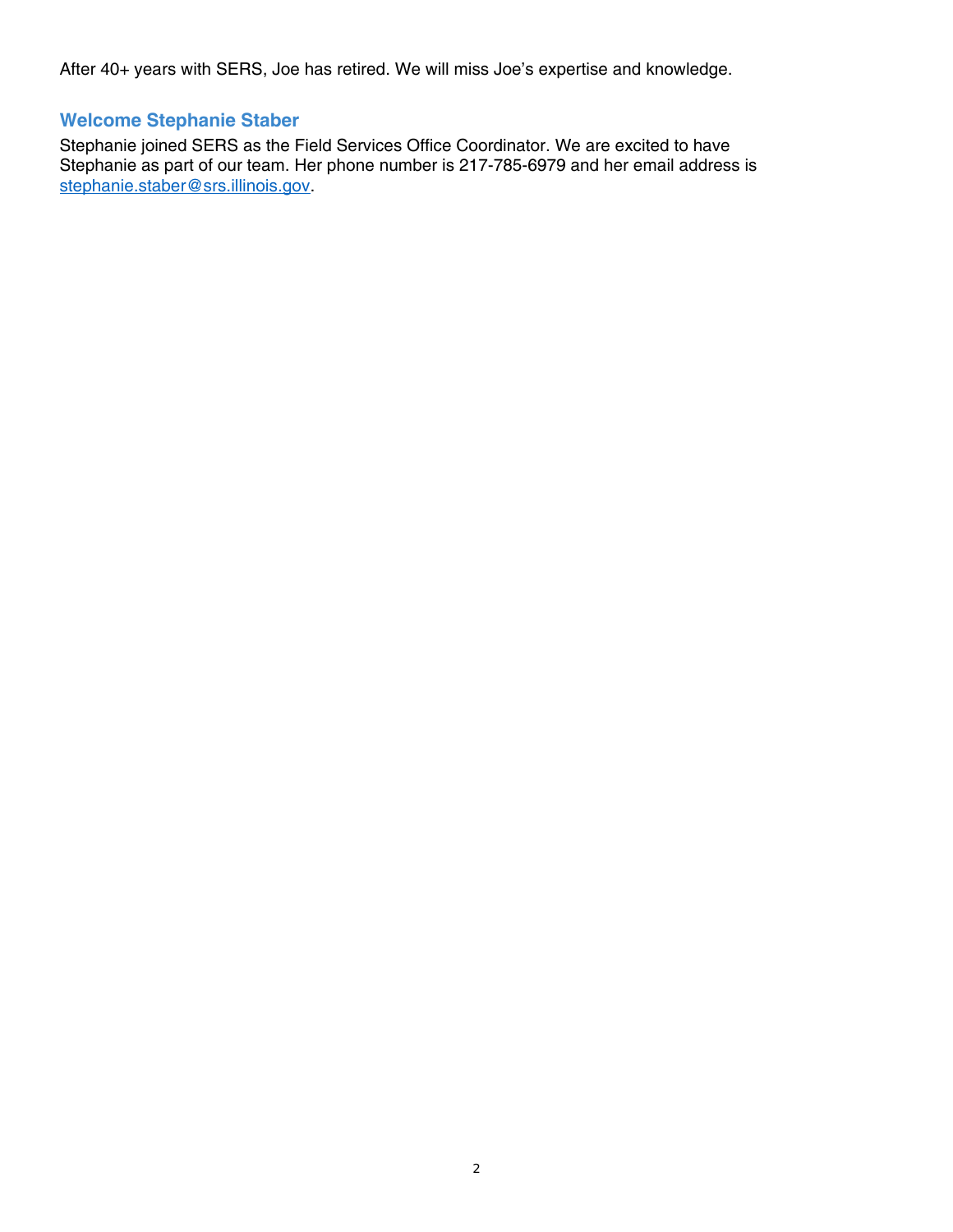After 40+ years with SERS, Joe has retired. We will miss Joe's expertise and knowledge.

## Welcome Stephanie Staber

Stephanie joined SERS as the Field Services Office Coordinator. We are excited to have Stephanie as part of our team. Her phone number is 217-785-6979 and her email address is stephanie.staber@srs.illinois.gov.